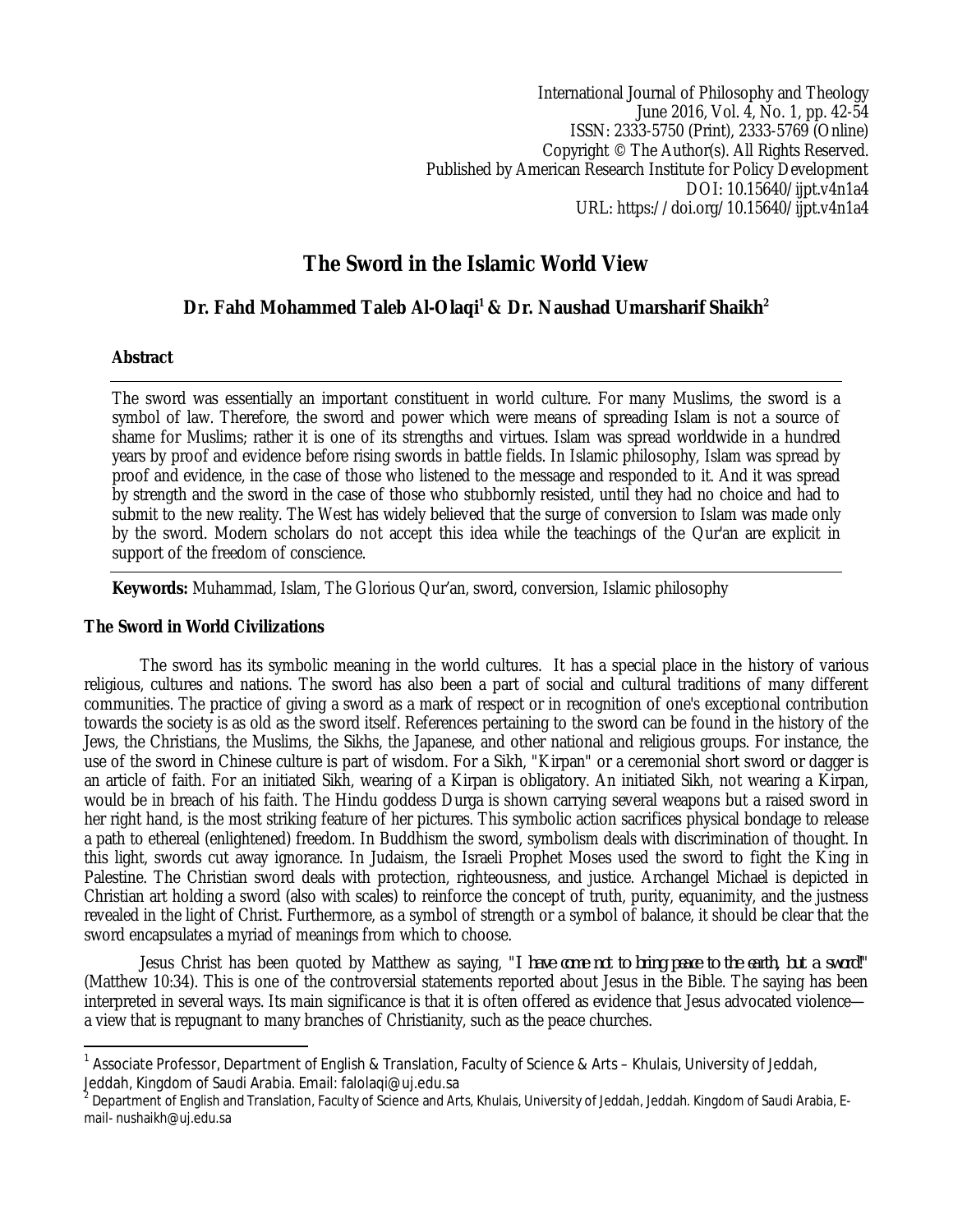International Journal of Philosophy and Theology
June 2016, Vol. 4, No. 1, pp. 42-54
ISSN: 2333-5750 (Print), 2333-5769 (Online)
Copyright © The Author(s). All Rights Reserved.
Published by American Research Institute for Policy Development
DOI: 10.15640/ijpt.v4n1a4
URL: https://doi.org/10.15640/ijpt.v4n1a4

# The Sword in the Islamic World View

## Dr. Fahd Mohammed Taleb Al-Olaqi[1] & Dr. Naushad Umarsharif Shaikh[2]

### Abstract

The sword was essentially an important constituent in world culture. For many Muslims, the sword is a symbol of law. Therefore, the sword and power which were means of spreading Islam is not a source of shame for Muslims; rather it is one of its strengths and virtues. Islam was spread worldwide in a hundred years by proof and evidence before rising swords in battle fields. In Islamic philosophy, Islam was spread by proof and evidence, in the case of those who listened to the message and responded to it. And it was spread by strength and the sword in the case of those who stubbornly resisted, until they had no choice and had to submit to the new reality. The West has widely believed that the surge of conversion to Islam was made only by the sword. Modern scholars do not accept this idea while the teachings of the Qur'an are explicit in support of the freedom of conscience.

**Keywords:** Muhammad, Islam, The Glorious Qur'an, sword, conversion, Islamic philosophy

### The Sword in World Civilizations

The sword has its symbolic meaning in the world cultures. It has a special place in the history of various religious, cultures and nations. The sword has also been a part of social and cultural traditions of many different communities. The practice of giving a sword as a mark of respect or in recognition of one's exceptional contribution towards the society is as old as the sword itself. References pertaining to the sword can be found in the history of the Jews, the Christians, the Muslims, the Sikhs, the Japanese, and other national and religious groups. For instance, the use of the sword in Chinese culture is part of wisdom. For a Sikh, "Kirpan" or a ceremonial short sword or dagger is an article of faith. For an initiated Sikh, wearing of a Kirpan is obligatory. An initiated Sikh, not wearing a Kirpan, would be in breach of his faith. The Hindu goddess Durga is shown carrying several weapons but a raised sword in her right hand, is the most striking feature of her pictures. This symbolic action sacrifices physical bondage to release a path to ethereal (enlightened) freedom. In Buddhism the sword, symbolism deals with discrimination of thought. In this light, swords cut away ignorance. In Judaism, the Israeli Prophet Moses used the sword to fight the King in Palestine. The Christian sword deals with protection, righteousness, and justice. Archangel Michael is depicted in Christian art holding a sword (also with scales) to reinforce the concept of truth, purity, equanimity, and the justness revealed in the light of Christ. Furthermore, as a symbol of strength or a symbol of balance, it should be clear that the sword encapsulates a myriad of meanings from which to choose.

Jesus Christ has been quoted by Matthew as saying, "*I have come not to bring peace to the earth, but a sword!*" (Matthew 10:34). This is one of the controversial statements reported about Jesus in the Bible. The saying has been interpreted in several ways. Its main significance is that it is often offered as evidence that Jesus advocated violence—a view that is repugnant to many branches of Christianity, such as the peace churches.

---

[1] Associate Professor, Department of English & Translation, Faculty of Science & Arts – Khulais, University of Jeddah, Jeddah, Kingdom of Saudi Arabia. Email: falolaqi@uj.edu.sa

[2] Department of English and Translation, Faculty of Science and Arts, Khulais, University of Jeddah, Jeddah. Kingdom of Saudi Arabia, E-mail- nushaikh@uj.edu.sa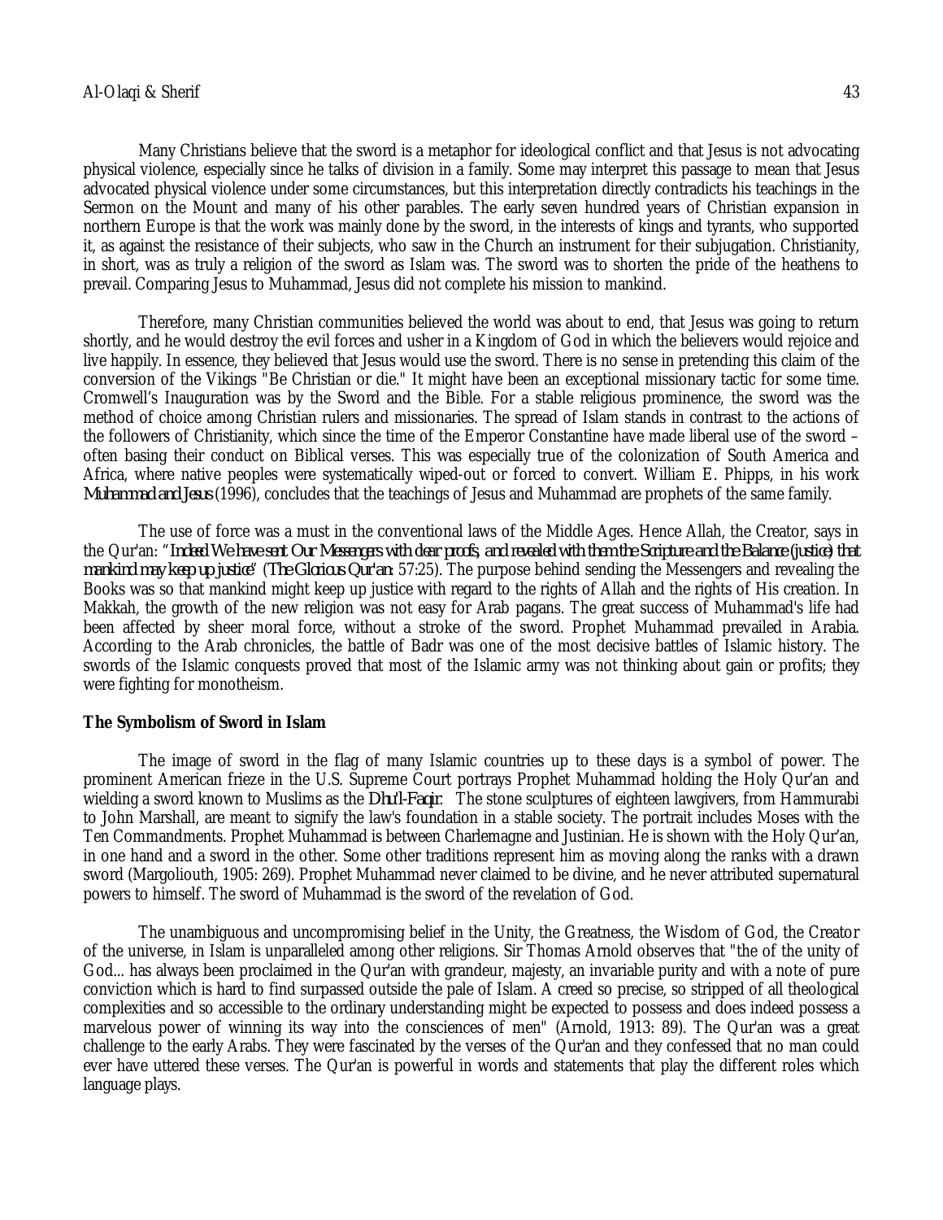Many Christians believe that the sword is a metaphor for ideological conflict and that Jesus is not advocating physical violence, especially since he talks of division in a family. Some may interpret this passage to mean that Jesus advocated physical violence under some circumstances, but this interpretation directly contradicts his teachings in the Sermon on the Mount and many of his other parables. The early seven hundred years of Christian expansion in northern Europe is that the work was mainly done by the sword, in the interests of kings and tyrants, who supported it, as against the resistance of their subjects, who saw in the Church an instrument for their subjugation. Christianity, in short, was as truly a religion of the sword as Islam was. The sword was to shorten the pride of the heathens to prevail. Comparing Jesus to Muhammad, Jesus did not complete his mission to mankind.

Therefore, many Christian communities believed the world was about to end, that Jesus was going to return shortly, and he would destroy the evil forces and usher in a Kingdom of God in which the believers would rejoice and live happily. In essence, they believed that Jesus would use the sword. There is no sense in pretending this claim of the conversion of the Vikings "Be Christian or die." It might have been an exceptional missionary tactic for some time. Cromwell's Inauguration was by the Sword and the Bible. For a stable religious prominence, the sword was the method of choice among Christian rulers and missionaries. The spread of Islam stands in contrast to the actions of the followers of Christianity, which since the time of the Emperor Constantine have made liberal use of the sword – often basing their conduct on Biblical verses. This was especially true of the colonization of South America and Africa, where native peoples were systematically wiped-out or forced to convert. William E. Phipps, in his work *Muhammad and Jesus* (1996), concludes that the teachings of Jesus and Muhammad are prophets of the same family.

The use of force was a must in the conventional laws of the Middle Ages. Hence Allah, the Creator, says in the Qur'an: "*Indeed We have sent Our Messengers with clear proofs, and revealed with them the Scripture and the Balance (justice) that mankind may keep up justice*" (*The Glorious Qur'an:* 57:25). The purpose behind sending the Messengers and revealing the Books was so that mankind might keep up justice with regard to the rights of Allah and the rights of His creation. In Makkah, the growth of the new religion was not easy for Arab pagans. The great success of Muhammad's life had been affected by sheer moral force, without a stroke of the sword. Prophet Muhammad prevailed in Arabia. According to the Arab chronicles, the battle of Badr was one of the most decisive battles of Islamic history. The swords of the Islamic conquests proved that most of the Islamic army was not thinking about gain or profits; they were fighting for monotheism.

**The Symbolism of Sword in Islam**

The image of sword in the flag of many Islamic countries up to these days is a symbol of power. The prominent American frieze in the U.S. Supreme Court portrays Prophet Muhammad holding the Holy Qur'an and wielding a sword known to Muslims as the *Dhu'l-Faqir*. The stone sculptures of eighteen lawgivers, from Hammurabi to John Marshall, are meant to signify the law's foundation in a stable society. The portrait includes Moses with the Ten Commandments. Prophet Muhammad is between Charlemagne and Justinian. He is shown with the Holy Qur'an, in one hand and a sword in the other. Some other traditions represent him as moving along the ranks with a drawn sword (Margoliouth, 1905: 269). Prophet Muhammad never claimed to be divine, and he never attributed supernatural powers to himself. The sword of Muhammad is the sword of the revelation of God.

The unambiguous and uncompromising belief in the Unity, the Greatness, the Wisdom of God, the Creator of the universe, in Islam is unparalleled among other religions. Sir Thomas Arnold observes that "the of the unity of God... has always been proclaimed in the Qur'an with grandeur, majesty, an invariable purity and with a note of pure conviction which is hard to find surpassed outside the pale of Islam. A creed so precise, so stripped of all theological complexities and so accessible to the ordinary understanding might be expected to possess and does indeed possess a marvelous power of winning its way into the consciences of men" (Arnold, 1913: 89). The Qur'an was a great challenge to the early Arabs. They were fascinated by the verses of the Qur'an and they confessed that no man could ever have uttered these verses. The Qur'an is powerful in words and statements that play the different roles which language plays.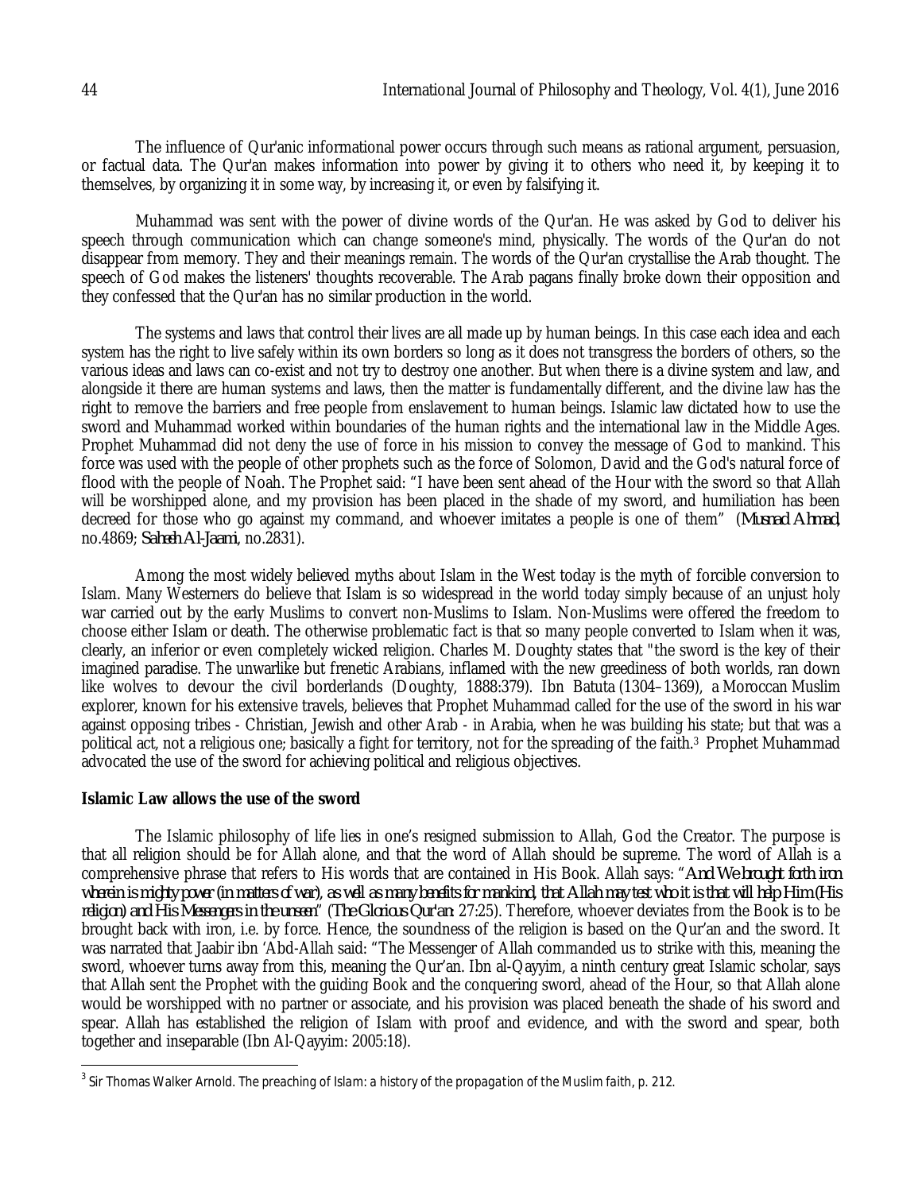The influence of Qur'anic informational power occurs through such means as rational argument, persuasion, or factual data. The Qur'an makes information into power by giving it to others who need it, by keeping it to themselves, by organizing it in some way, by increasing it, or even by falsifying it.

Muhammad was sent with the power of divine words of the Qur'an. He was asked by God to deliver his speech through communication which can change someone's mind, physically. The words of the Qur'an do not disappear from memory. They and their meanings remain. The words of the Qur'an crystallise the Arab thought. The speech of God makes the listeners' thoughts recoverable. The Arab pagans finally broke down their opposition and they confessed that the Qur'an has no similar production in the world.

The systems and laws that control their lives are all made up by human beings. In this case each idea and each system has the right to live safely within its own borders so long as it does not transgress the borders of others, so the various ideas and laws can co-exist and not try to destroy one another. But when there is a divine system and law, and alongside it there are human systems and laws, then the matter is fundamentally different, and the divine law has the right to remove the barriers and free people from enslavement to human beings. Islamic law dictated how to use the sword and Muhammad worked within boundaries of the human rights and the international law in the Middle Ages. Prophet Muhammad did not deny the use of force in his mission to convey the message of God to mankind. This force was used with the people of other prophets such as the force of Solomon, David and the God's natural force of flood with the people of Noah. The Prophet said: "I have been sent ahead of the Hour with the sword so that Allah will be worshipped alone, and my provision has been placed in the shade of my sword, and humiliation has been decreed for those who go against my command, and whoever imitates a people is one of them" (*Musnad Ahmad*, no.4869; *Saheeh Al-Jaami*, no.2831).

Among the most widely believed myths about Islam in the West today is the myth of forcible conversion to Islam. Many Westerners do believe that Islam is so widespread in the world today simply because of an unjust holy war carried out by the early Muslims to convert non-Muslims to Islam. Non-Muslims were offered the freedom to choose either Islam or death. The otherwise problematic fact is that so many people converted to Islam when it was, clearly, an inferior or even completely wicked religion. Charles M. Doughty states that "the sword is the key of their imagined paradise. The unwarlike but frenetic Arabians, inflamed with the new greediness of both worlds, ran down like wolves to devour the civil borderlands (Doughty, 1888:379). Ibn Batuta (1304–1369), a Moroccan Muslim explorer, known for his extensive travels, believes that Prophet Muhammad called for the use of the sword in his war against opposing tribes - Christian, Jewish and other Arab - in Arabia, when he was building his state; but that was a political act, not a religious one; basically a fight for territory, not for the spreading of the faith.[3] Prophet Muhammad advocated the use of the sword for achieving political and religious objectives.

**Islamic Law allows the use of the sword**

The Islamic philosophy of life lies in one's resigned submission to Allah, God the Creator. The purpose is that all religion should be for Allah alone, and that the word of Allah should be supreme. The word of Allah is a comprehensive phrase that refers to His words that are contained in His Book. Allah says: "*And We brought forth iron wherein is mighty power (in matters of war), as well as many benefits for mankind, that Allah may test who it is that will help Him (His religion) and His Messengers in the unseen*" (*The Glorious Qur'an*: 27:25). Therefore, whoever deviates from the Book is to be brought back with iron, i.e. by force. Hence, the soundness of the religion is based on the Qur'an and the sword. It was narrated that Jaabir ibn 'Abd-Allah said: "The Messenger of Allah commanded us to strike with this, meaning the sword, whoever turns away from this, meaning the Qur'an. Ibn al-Qayyim, a ninth century great Islamic scholar, says that Allah sent the Prophet with the guiding Book and the conquering sword, ahead of the Hour, so that Allah alone would be worshipped with no partner or associate, and his provision was placed beneath the shade of his sword and spear. Allah has established the religion of Islam with proof and evidence, and with the sword and spear, both together and inseparable (Ibn Al-Qayyim: 2005:18).

---

[3] Sir Thomas Walker Arnold. *The preaching of Islam: a history of the propagation of the Muslim faith*, p. 212.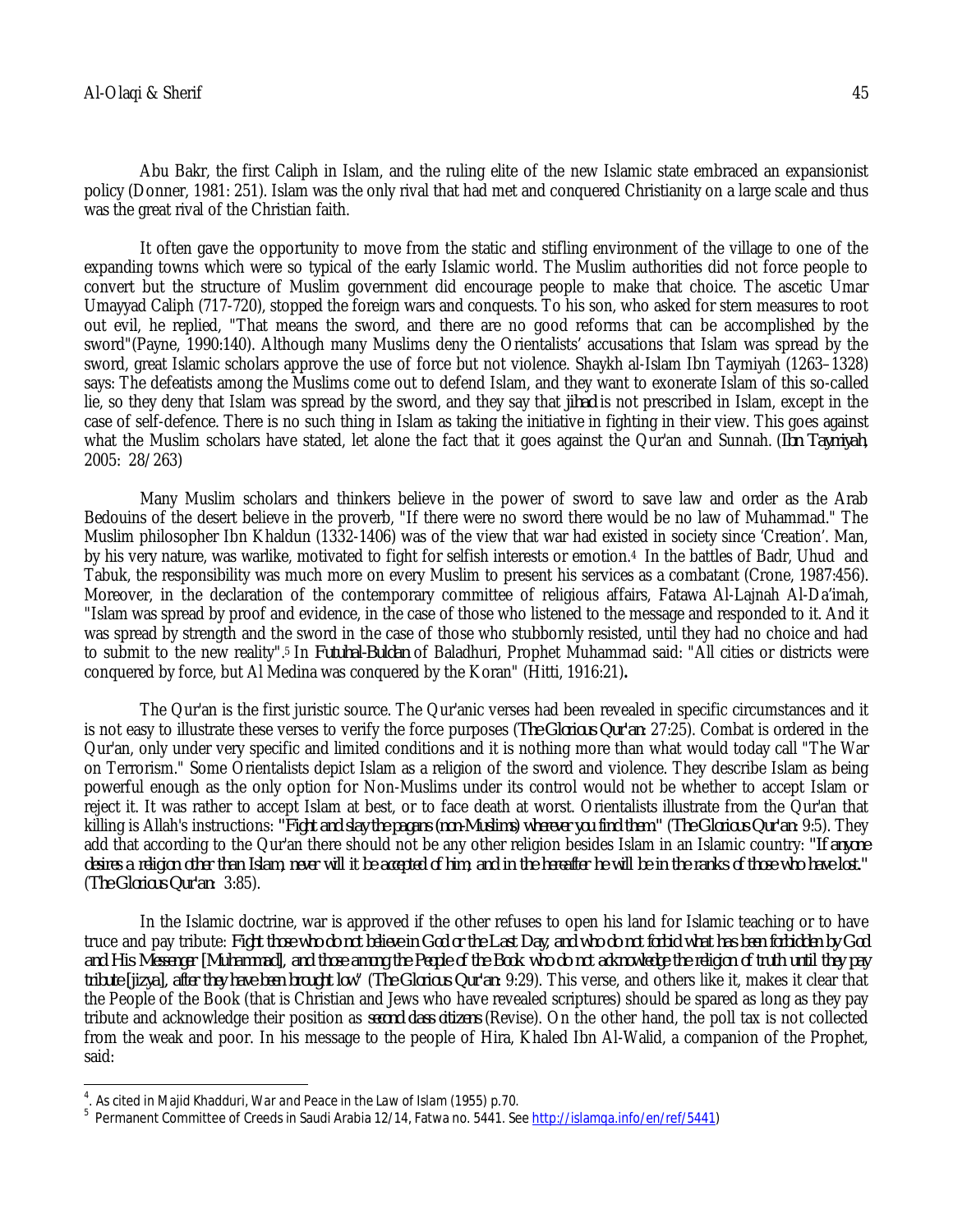Abu Bakr, the first Caliph in Islam, and the ruling elite of the new Islamic state embraced an expansionist policy (Donner, 1981: 251). Islam was the only rival that had met and conquered Christianity on a large scale and thus was the great rival of the Christian faith.

It often gave the opportunity to move from the static and stifling environment of the village to one of the expanding towns which were so typical of the early Islamic world. The Muslim authorities did not force people to convert but the structure of Muslim government did encourage people to make that choice. The ascetic Umar Umayyad Caliph (717-720), stopped the foreign wars and conquests. To his son, who asked for stern measures to root out evil, he replied, "That means the sword, and there are no good reforms that can be accomplished by the sword"(Payne, 1990:140). Although many Muslims deny the Orientalists' accusations that Islam was spread by the sword, great Islamic scholars approve the use of force but not violence. Shaykh al-Islam Ibn Taymiyah (1263–1328) says: The defeatists among the Muslims come out to defend Islam, and they want to exonerate Islam of this so-called lie, so they deny that Islam was spread by the sword, and they say that *jihad* is not prescribed in Islam, except in the case of self-defence. There is no such thing in Islam as taking the initiative in fighting in their view. This goes against what the Muslim scholars have stated, let alone the fact that it goes against the Qur'an and Sunnah. (*Ibn Taymiyah*, 2005: 28/263)

Many Muslim scholars and thinkers believe in the power of sword to save law and order as the Arab Bedouins of the desert believe in the proverb, "If there were no sword there would be no law of Muhammad." The Muslim philosopher Ibn Khaldun (1332-1406) was of the view that war had existed in society since 'Creation'. Man, by his very nature, was warlike, motivated to fight for selfish interests or emotion.[4] In the battles of Badr, Uhud and Tabuk, the responsibility was much more on every Muslim to present his services as a combatant (Crone, 1987:456). Moreover, in the declaration of the contemporary committee of religious affairs, Fatawa Al-Lajnah Al-Da'imah, "Islam was spread by proof and evidence, in the case of those who listened to the message and responded to it. And it was spread by strength and the sword in the case of those who stubbornly resisted, until they had no choice and had to submit to the new reality".[5] In *Futuhal-Buldan* of Baladhuri, Prophet Muhammad said: "All cities or districts were conquered by force, but Al Medina was conquered by the Koran" (Hitti, 1916:21)**.**

The Qur'an is the first juristic source. The Qur'anic verses had been revealed in specific circumstances and it is not easy to illustrate these verses to verify the force purposes (*The Glorious Qur'an*: 27:25). Combat is ordered in the Qur'an, only under very specific and limited conditions and it is nothing more than what would today call "The War on Terrorism." Some Orientalists depict Islam as a religion of the sword and violence. They describe Islam as being powerful enough as the only option for Non-Muslims under its control would not be whether to accept Islam or reject it. It was rather to accept Islam at best, or to face death at worst. Orientalists illustrate from the Qur'an that killing is Allah's instructions: *"Fight and slay the pagans (non-Muslims) wherever you find them"* (*The Glorious Qur'an*: 9:5). They add that according to the Qur'an there should not be any other religion besides Islam in an Islamic country: *"If anyone desires a religion other than Islam, never will it be accepted of him, and in the hereafter he will be in the ranks of those who have lost."* (*The Glorious Qur'an*: 3:85).

In the Islamic doctrine, war is approved if the other refuses to open his land for Islamic teaching or to have truce and pay tribute: *Fight those who do not believe in God or the Last Day, and who do not forbid what has been forbidden by God and His Messenger [Muhammad], and those among the People of the Book who do not acknowledge the religion of truth until they pay tribute [jizya], after they have been brought low*" (*The Glorious Qur'an*: 9:29). This verse, and others like it, makes it clear that the People of the Book (that is Christian and Jews who have revealed scriptures) should be spared as long as they pay tribute and acknowledge their position as *second class citizens* (Revise). On the other hand, the poll tax is not collected from the weak and poor. In his message to the people of Hira, Khaled Ibn Al-Walid, a companion of the Prophet, said:

---

[4]. As cited in Majid Khadduri, War and Peace in the Law of Islam (1955) p.70.

[5] Permanent Committee of Creeds in Saudi Arabia 12/14, Fatwa no. 5441. See http://islamqa.info/en/ref/5441)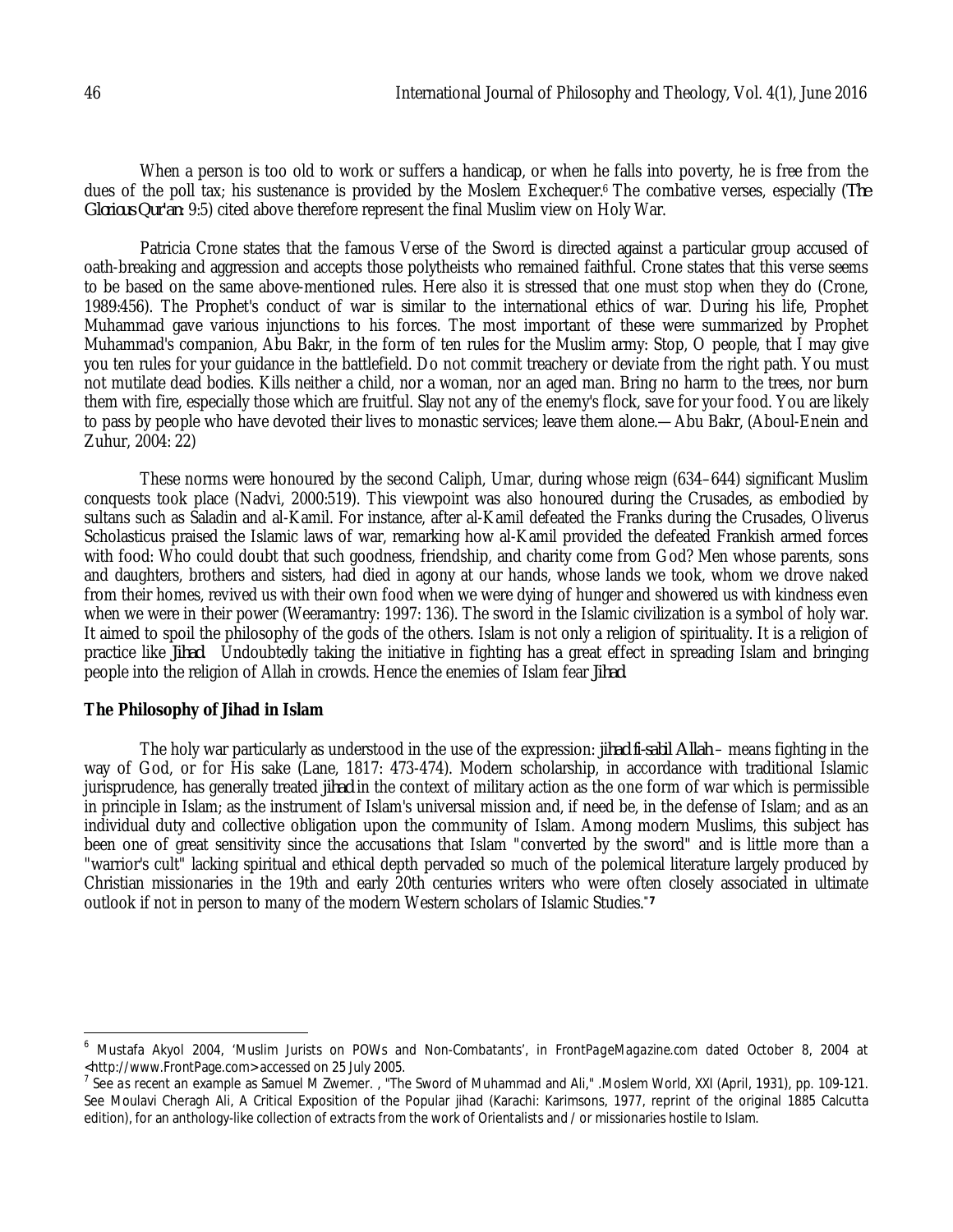When a person is too old to work or suffers a handicap, or when he falls into poverty, he is free from the dues of the poll tax; his sustenance is provided by the Moslem Exchequer.[6] The combative verses, especially (*The Glorious Qur'an:* 9:5) cited above therefore represent the final Muslim view on Holy War.

Patricia Crone states that the famous Verse of the Sword is directed against a particular group accused of oath-breaking and aggression and accepts those polytheists who remained faithful. Crone states that this verse seems to be based on the same above-mentioned rules. Here also it is stressed that one must stop when they do (Crone, 1989:456). The Prophet's conduct of war is similar to the international ethics of war. During his life, Prophet Muhammad gave various injunctions to his forces. The most important of these were summarized by Prophet Muhammad's companion, Abu Bakr, in the form of ten rules for the Muslim army: Stop, O people, that I may give you ten rules for your guidance in the battlefield. Do not commit treachery or deviate from the right path. You must not mutilate dead bodies. Kills neither a child, nor a woman, nor an aged man. Bring no harm to the trees, nor burn them with fire, especially those which are fruitful. Slay not any of the enemy's flock, save for your food. You are likely to pass by people who have devoted their lives to monastic services; leave them alone.—Abu Bakr, (Aboul-Enein and Zuhur, 2004: 22)

These norms were honoured by the second Caliph, Umar, during whose reign (634–644) significant Muslim conquests took place (Nadvi, 2000:519). This viewpoint was also honoured during the Crusades, as embodied by sultans such as Saladin and al-Kamil. For instance, after al-Kamil defeated the Franks during the Crusades, Oliverus Scholasticus praised the Islamic laws of war, remarking how al-Kamil provided the defeated Frankish armed forces with food: Who could doubt that such goodness, friendship, and charity come from God? Men whose parents, sons and daughters, brothers and sisters, had died in agony at our hands, whose lands we took, whom we drove naked from their homes, revived us with their own food when we were dying of hunger and showered us with kindness even when we were in their power (Weeramantry: 1997: 136). The sword in the Islamic civilization is a symbol of holy war. It aimed to spoil the philosophy of the gods of the others. Islam is not only a religion of spirituality. It is a religion of practice like *Jihad*. Undoubtedly taking the initiative in fighting has a great effect in spreading Islam and bringing people into the religion of Allah in crowds. Hence the enemies of Islam fear *Jihad*.

## The Philosophy of Jihad in Islam

The holy war particularly as understood in the use of the expression: *jihad fi-sabil Allah* – means fighting in the way of God, or for His sake (Lane, 1817: 473-474). Modern scholarship, in accordance with traditional Islamic jurisprudence, has generally treated *jihad* in the context of military action as the one form of war which is permissible in principle in Islam; as the instrument of Islam's universal mission and, if need be, in the defense of Islam; and as an individual duty and collective obligation upon the community of Islam. Among modern Muslims, this subject has been one of great sensitivity since the accusations that Islam "converted by the sword" and is little more than a "warrior's cult" lacking spiritual and ethical depth pervaded so much of the polemical literature largely produced by Christian missionaries in the 19th and early 20th centuries writers who were often closely associated in ultimate outlook if not in person to many of the modern Western scholars of Islamic Studies."[7]

---

[6] Mustafa Akyol 2004, 'Muslim Jurists on POWs and Non-Combatants', in FrontPageMagazine.com dated October 8, 2004 at <http://www.FrontPage.com> accessed on 25 July 2005.

[7] See as recent an example as Samuel M Zwemer. , "The Sword of Muhammad and Ali," .Moslem World, XXI (April, 1931), pp. 109-121. See Moulavi Cheragh Ali, A Critical Exposition of the Popular jihad (Karachi: Karimsons, 1977, reprint of the original 1885 Calcutta edition), for an anthology-like collection of extracts from the work of Orientalists and / or missionaries hostile to Islam.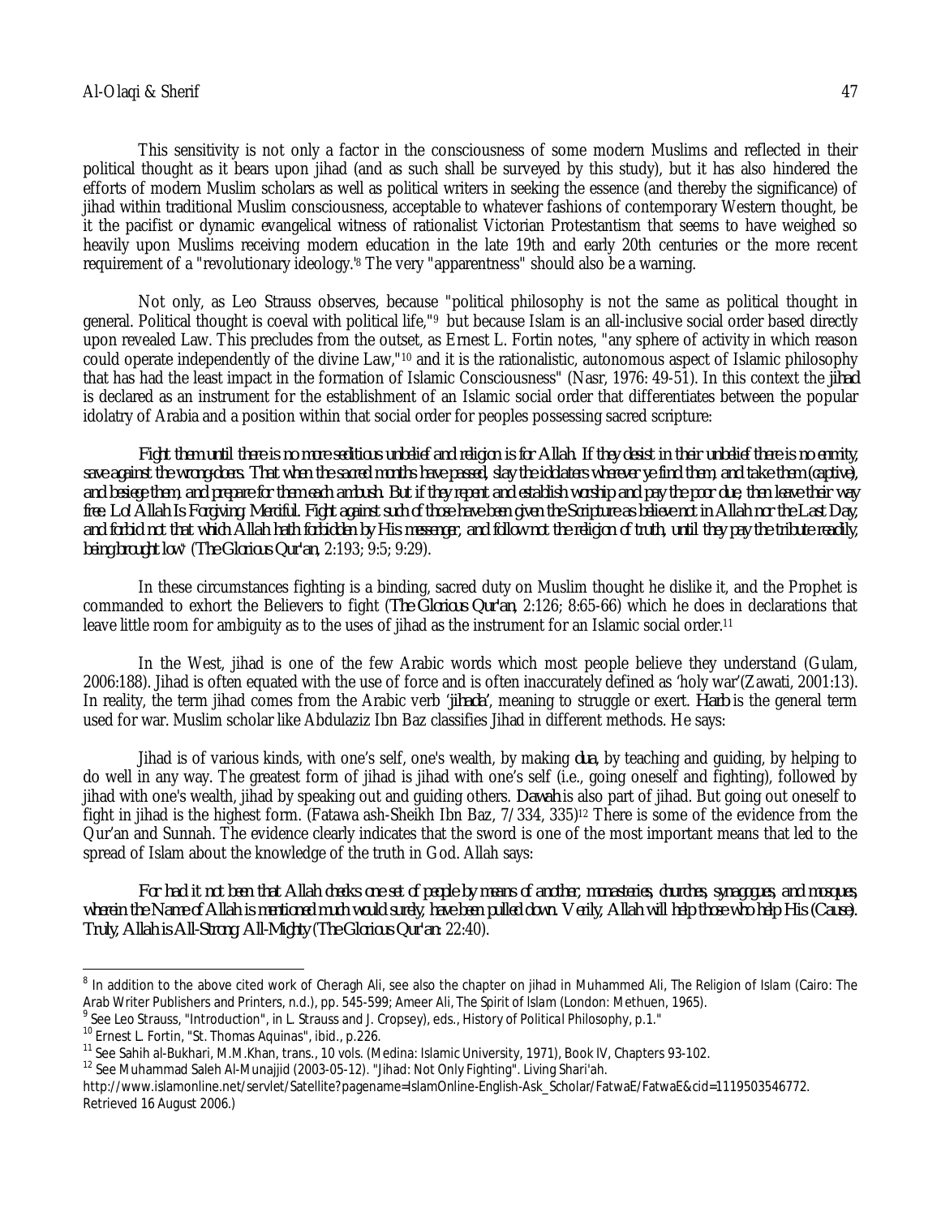This sensitivity is not only a factor in the consciousness of some modern Muslims and reflected in their political thought as it bears upon jihad (and as such shall be surveyed by this study), but it has also hindered the efforts of modern Muslim scholars as well as political writers in seeking the essence (and thereby the significance) of jihad within traditional Muslim consciousness, acceptable to whatever fashions of contemporary Western thought, be it the pacifist or dynamic evangelical witness of rationalist Victorian Protestantism that seems to have weighed so heavily upon Muslims receiving modern education in the late 19th and early 20th centuries or the more recent requirement of a "revolutionary ideology."[8] The very "apparentness" should also be a warning.

Not only, as Leo Strauss observes, because "political philosophy is not the same as political thought in general. Political thought is coeval with political life,"[9] but because Islam is an all-inclusive social order based directly upon revealed Law. This precludes from the outset, as Ernest L. Fortin notes, "any sphere of activity in which reason could operate independently of the divine Law,"[10] and it is the rationalistic, autonomous aspect of Islamic philosophy that has had the least impact in the formation of Islamic Consciousness" (Nasr, 1976: 49-51). In this context the *jihad* is declared as an instrument for the establishment of an Islamic social order that differentiates between the popular idolatry of Arabia and a position within that social order for peoples possessing sacred scripture:

*Fight them until there is no more seditious unbelief and religion is for Allah. If they desist in their unbelief there is no enmity, save against the wrong-doers. That when the sacred months have passed, slay the idolaters wherever ye find them, and take them (captive), and besiege them, and prepare for them each ambush. But if they repent and establish worship and pay the poor due, then leave their way free. Lo! Allah Is Forgiving, Merciful. Fight against such of those have been given the Scripture as believe not in Allah nor the Last Day, and forbid not that which Allah hath forbidden by His messenger, and follow not the religion of truth, until they pay the tribute readily, being brought low"* (*The Glorious Qur'an*, 2:193; 9:5; 9:29).

In these circumstances fighting is a binding, sacred duty on Muslim thought he dislike it, and the Prophet is commanded to exhort the Believers to fight (*The Glorious Qur'an*, 2:126; 8:65-66) which he does in declarations that leave little room for ambiguity as to the uses of jihad as the instrument for an Islamic social order.[11]

In the West, jihad is one of the few Arabic words which most people believe they understand (Gulam, 2006:188). Jihad is often equated with the use of force and is often inaccurately defined as 'holy war'(Zawati, 2001:13). In reality, the term jihad comes from the Arabic verb '*jihada*', meaning to struggle or exert. *Harb* is the general term used for war. Muslim scholar like Abdulaziz Ibn Baz classifies Jihad in different methods. He says:

Jihad is of various kinds, with one's self, one's wealth, by making *dua*, by teaching and guiding, by helping to do well in any way. The greatest form of jihad is jihad with one's self (i.e., going oneself and fighting), followed by jihad with one's wealth, jihad by speaking out and guiding others. *Dawah* is also part of jihad. But going out oneself to fight in jihad is the highest form. (Fatawa ash-Sheikh Ibn Baz, 7/334, 335)[12] There is some of the evidence from the Qur'an and Sunnah. The evidence clearly indicates that the sword is one of the most important means that led to the spread of Islam about the knowledge of the truth in God. Allah says:

*For had it not been that Allah checks one set of people by means of another, monasteries, churches, synagogues, and mosques, wherein the Name of Allah is mentioned much would surely, have been pulled down. Verily, Allah will help those who help His (Cause). Truly, Allah is All-Strong, All-Mighty* (*The Glorious Qur'an*: 22:40).

---

[8] In addition to the above cited work of Cheragh Ali, see also the chapter on jihad in Muhammed Ali, *The Religion of Islam* (Cairo: The Arab Writer Publishers and Printers, n.d.), pp. 545-599; Ameer Ali, *The Spirit of Islam* (London: Methuen, 1965).

[9] See Leo Strauss, "Introduction", in L. Strauss and J. Cropsey), eds., *History of Political Philosophy*, p.1."

[10] Ernest L. Fortin, "St. Thomas Aquinas", ibid., p.226.

[11] See Sahih al-Bukhari, M.M.Khan, trans., 10 vols. (Medina: Islamic University, 1971), Book IV, Chapters 93-102.

[12] See Muhammad Saleh Al-Munajjid (2003-05-12). "Jihad: Not Only Fighting". Living Shari'ah. http://www.islamonline.net/servlet/Satellite?pagename=IslamOnline-English-Ask_Scholar/FatwaE/FatwaE&cid=1119503546772. Retrieved 16 August 2006.)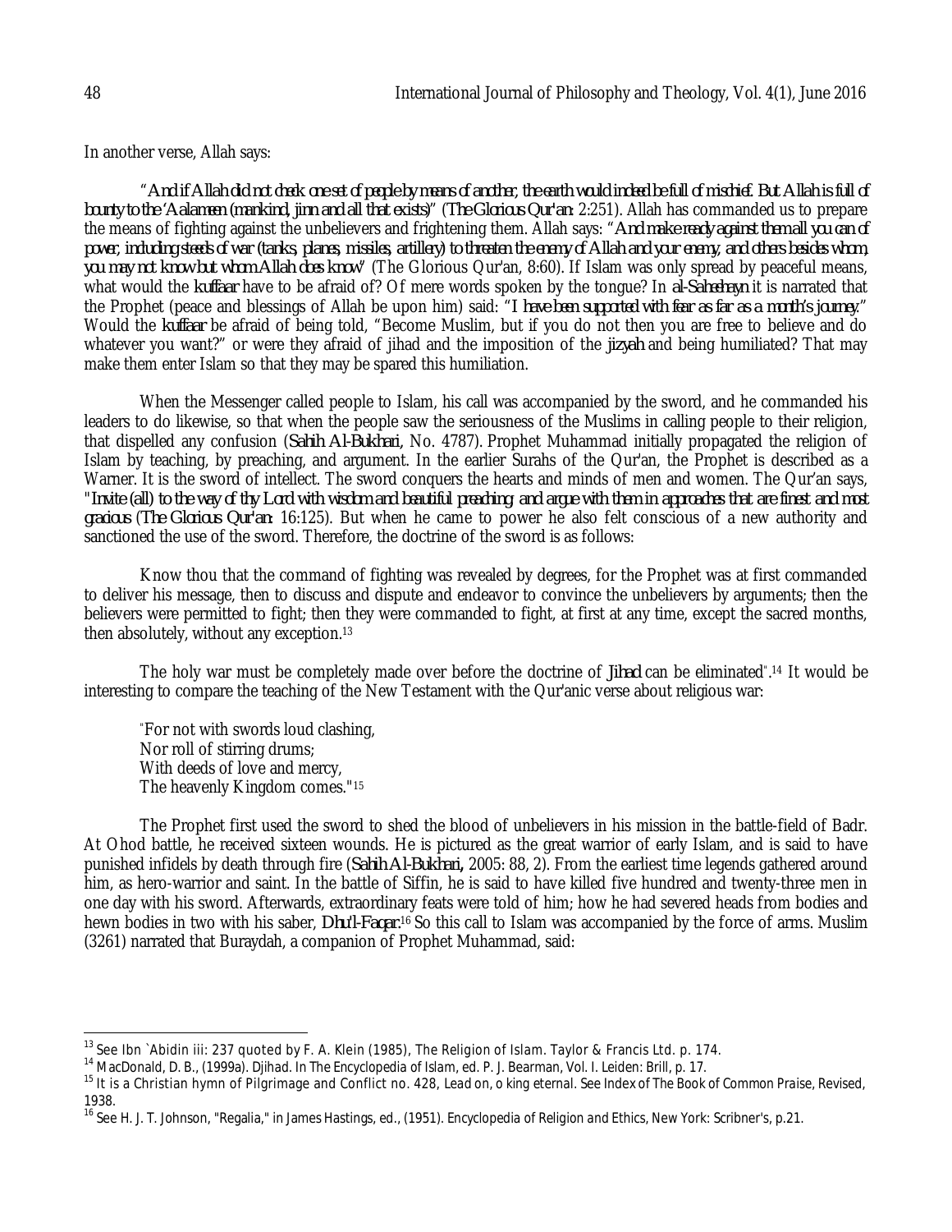In another verse, Allah says:

"*And if Allah did not check one set of people by means of another, the earth would indeed be full of mischief. But Allah is full of bounty to the 'Aalameen (mankind, jinn and all that exists)*" (*The Glorious Qur'an*: 2:251). Allah has commanded us to prepare the means of fighting against the unbelievers and frightening them. Allah says: "*And make ready against them all you can of power, including steeds of war (tanks, planes, missiles, artillery) to threaten the enemy of Allah and your enemy, and others besides whom, you may not know but whom Allah does know*" (The Glorious Qur'an, 8:60). If Islam was only spread by peaceful means, what would the *kuffaar* have to be afraid of? Of mere words spoken by the tongue? In *al-Saheehayn* it is narrated that the Prophet (peace and blessings of Allah be upon him) said: "*I have been supported with fear as far as a month's journey.*" Would the *kuffaar* be afraid of being told, "Become Muslim, but if you do not then you are free to believe and do whatever you want?" or were they afraid of jihad and the imposition of the *jizyah* and being humiliated? That may make them enter Islam so that they may be spared this humiliation.

When the Messenger called people to Islam, his call was accompanied by the sword, and he commanded his leaders to do likewise, so that when the people saw the seriousness of the Muslims in calling people to their religion, that dispelled any confusion (*Sahih Al-Bukhari*, No. 4787). Prophet Muhammad initially propagated the religion of Islam by teaching, by preaching, and argument. In the earlier Surahs of the Qur'an, the Prophet is described as a Warner. It is the sword of intellect. The sword conquers the hearts and minds of men and women. The Qur'an says, "*Invite (all) to the way of thy Lord with wisdom and beautiful preaching; and argue with them in approaches that are finest and most gracious* (*The Glorious Qur'an*: 16:125). But when he came to power he also felt conscious of a new authority and sanctioned the use of the sword. Therefore, the doctrine of the sword is as follows:

Know thou that the command of fighting was revealed by degrees, for the Prophet was at first commanded to deliver his message, then to discuss and dispute and endeavor to convince the unbelievers by arguments; then the believers were permitted to fight; then they were commanded to fight, at first at any time, except the sacred months, then absolutely, without any exception.[13]

The holy war must be completely made over before the doctrine of *Jihad* can be eliminated".[14] It would be interesting to compare the teaching of the New Testament with the Qur'anic verse about religious war:

"For not with swords loud clashing,
Nor roll of stirring drums;
With deeds of love and mercy,
The heavenly Kingdom comes."[15]

The Prophet first used the sword to shed the blood of unbelievers in his mission in the battle-field of Badr. At Ohod battle, he received sixteen wounds. He is pictured as the great warrior of early Islam, and is said to have punished infidels by death through fire (*Sahih Al-Bukhari*, 2005: 88, 2). From the earliest time legends gathered around him, as hero-warrior and saint. In the battle of Siffin, he is said to have killed five hundred and twenty-three men in one day with his sword. Afterwards, extraordinary feats were told of him; how he had severed heads from bodies and hewn bodies in two with his saber, *Dhu'l-Faqar*.[16] So this call to Islam was accompanied by the force of arms. Muslim (3261) narrated that Buraydah, a companion of Prophet Muhammad, said:

---

[13] See Ibn `Abidin iii: 237 quoted by F. A. Klein (1985), The Religion of Islam. Taylor & Francis Ltd. p. 174.

[14] MacDonald, D. B., (1999a). Djihad. In The Encyclopedia of Islam, ed. P. J. Bearman, Vol. I. Leiden: Brill, p. 17.

[15] It is a Christian hymn of Pilgrimage and Conflict no. 428, Lead on, o king eternal. See Index of The Book of Common Praise, Revised, 1938.

[16] See H. J. T. Johnson, "Regalia," in James Hastings, ed., (1951). Encyclopedia of Religion and Ethics, New York: Scribner's, p.21.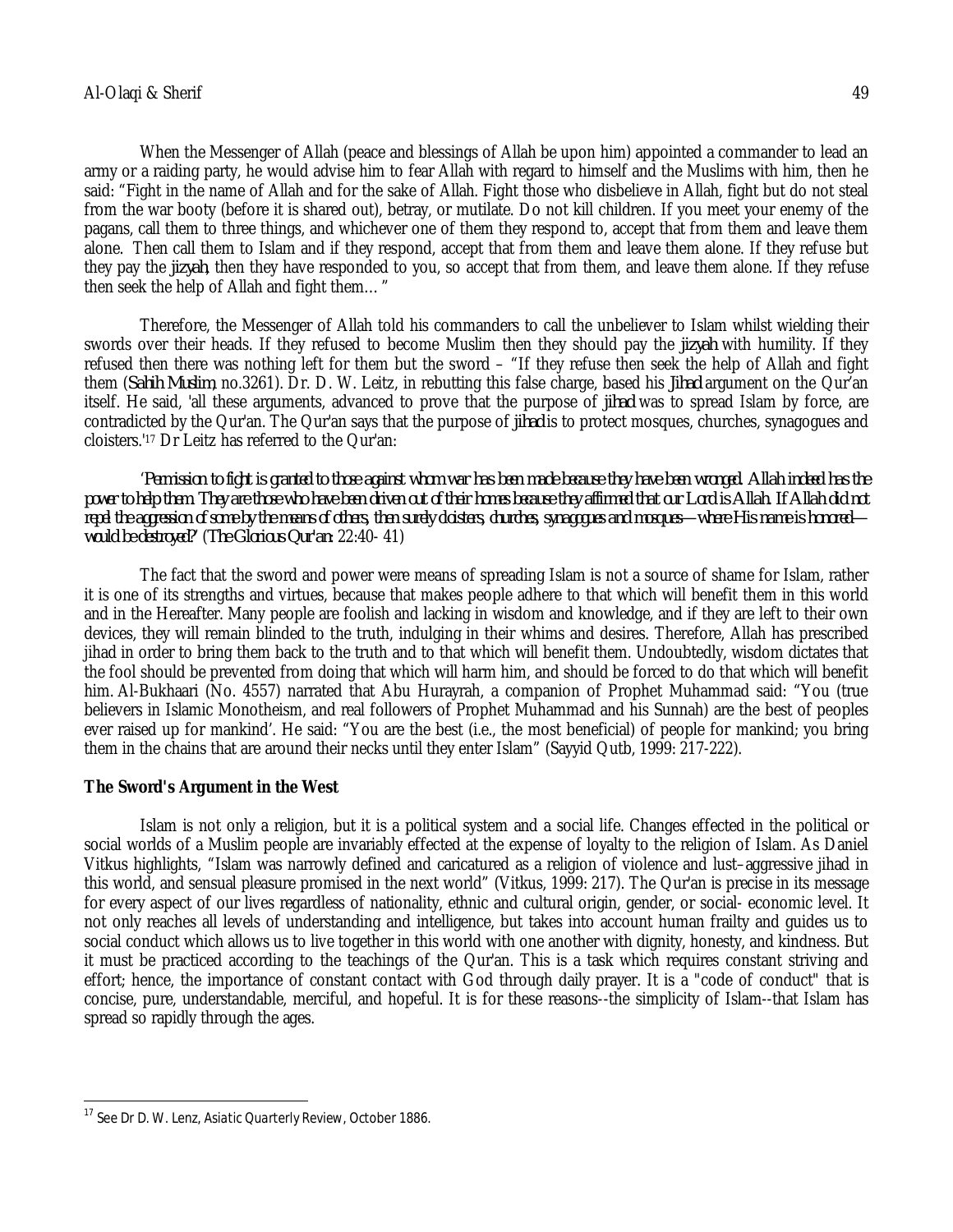When the Messenger of Allah (peace and blessings of Allah be upon him) appointed a commander to lead an army or a raiding party, he would advise him to fear Allah with regard to himself and the Muslims with him, then he said: "Fight in the name of Allah and for the sake of Allah. Fight those who disbelieve in Allah, fight but do not steal from the war booty (before it is shared out), betray, or mutilate. Do not kill children. If you meet your enemy of the pagans, call them to three things, and whichever one of them they respond to, accept that from them and leave them alone. Then call them to Islam and if they respond, accept that from them and leave them alone. If they refuse but they pay the *jizyah*, then they have responded to you, so accept that from them, and leave them alone. If they refuse then seek the help of Allah and fight them…"

Therefore, the Messenger of Allah told his commanders to call the unbeliever to Islam whilst wielding their swords over their heads. If they refused to become Muslim then they should pay the *jizyah* with humility. If they refused then there was nothing left for them but the sword – "If they refuse then seek the help of Allah and fight them (*Sahih Muslim*, no.3261). Dr. D. W. Leitz, in rebutting this false charge, based his *Jihad* argument on the Qur'an itself. He said, 'all these arguments, advanced to prove that the purpose of *jihad* was to spread Islam by force, are contradicted by the Qur'an. The Qur'an says that the purpose of *jihad* is to protect mosques, churches, synagogues and cloisters.'[17] Dr Leitz has referred to the Qur'an:

*'Permission to fight is granted to those against whom war has been made because they have been wronged. Allah indeed has the power to help them. They are those who have been driven out of their homes because they affirmed that our Lord is Allah. If Allah did not repel the aggression of some by the means of others, then surely cloisters, churches, synagogues and mosques—where His name is honored—would be destroyed?'* (*The Glorious Qur'an:* 22:40- 41)

The fact that the sword and power were means of spreading Islam is not a source of shame for Islam, rather it is one of its strengths and virtues, because that makes people adhere to that which will benefit them in this world and in the Hereafter. Many people are foolish and lacking in wisdom and knowledge, and if they are left to their own devices, they will remain blinded to the truth, indulging in their whims and desires. Therefore, Allah has prescribed jihad in order to bring them back to the truth and to that which will benefit them. Undoubtedly, wisdom dictates that the fool should be prevented from doing that which will harm him, and should be forced to do that which will benefit him. Al-Bukhaari (No. 4557) narrated that Abu Hurayrah, a companion of Prophet Muhammad said: "You (true believers in Islamic Monotheism, and real followers of Prophet Muhammad and his Sunnah) are the best of peoples ever raised up for mankind'. He said: "You are the best (i.e., the most beneficial) of people for mankind; you bring them in the chains that are around their necks until they enter Islam" (Sayyid Qutb, 1999: 217-222).

## The Sword's Argument in the West

Islam is not only a religion, but it is a political system and a social life. Changes effected in the political or social worlds of a Muslim people are invariably effected at the expense of loyalty to the religion of Islam. As Daniel Vitkus highlights, "Islam was narrowly defined and caricatured as a religion of violence and lust–aggressive jihad in this world, and sensual pleasure promised in the next world" (Vitkus, 1999: 217). The Qur'an is precise in its message for every aspect of our lives regardless of nationality, ethnic and cultural origin, gender, or social- economic level. It not only reaches all levels of understanding and intelligence, but takes into account human frailty and guides us to social conduct which allows us to live together in this world with one another with dignity, honesty, and kindness. But it must be practiced according to the teachings of the Qur'an. This is a task which requires constant striving and effort; hence, the importance of constant contact with God through daily prayer. It is a "code of conduct" that is concise, pure, understandable, merciful, and hopeful. It is for these reasons--the simplicity of Islam--that Islam has spread so rapidly through the ages.

---

[17] See Dr D. W. Lenz, *Asiatic Quarterly Review*, October 1886.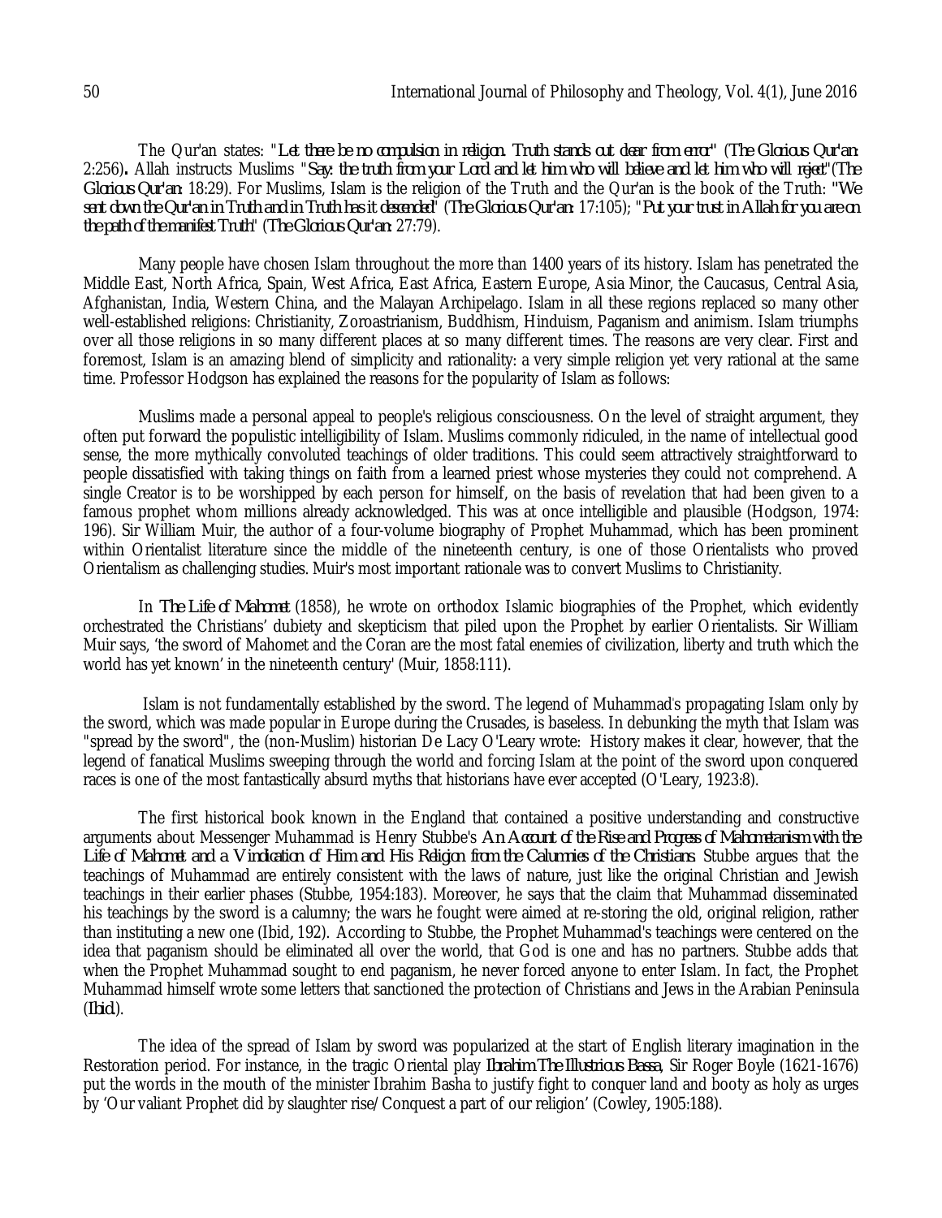The Qur'an states: "*Let there be no compulsion in religion. Truth stands out clear from error*" (*The Glorious Qur'an:* 2:256)**.** Allah instructs Muslims "*Say: the truth from your Lord and let him who will believe and let him who will reject*"(*The Glorious Qur'an:* 18:29). For Muslims, Islam is the religion of the Truth and the Qur'an is the book of the Truth: "*We sent down the Qur'an in Truth and in Truth has it descended*" (*The Glorious Qur'an:* 17:105); "*Put your trust in Allah for you are on the path of the manifest Truth*" (*The Glorious Qur'an:* 27:79).

Many people have chosen Islam throughout the more than 1400 years of its history. Islam has penetrated the Middle East, North Africa, Spain, West Africa, East Africa, Eastern Europe, Asia Minor, the Caucasus, Central Asia, Afghanistan, India, Western China, and the Malayan Archipelago. Islam in all these regions replaced so many other well-established religions: Christianity, Zoroastrianism, Buddhism, Hinduism, Paganism and animism. Islam triumphs over all those religions in so many different places at so many different times. The reasons are very clear. First and foremost, Islam is an amazing blend of simplicity and rationality: a very simple religion yet very rational at the same time. Professor Hodgson has explained the reasons for the popularity of Islam as follows:

Muslims made a personal appeal to people's religious consciousness. On the level of straight argument, they often put forward the populistic intelligibility of Islam. Muslims commonly ridiculed, in the name of intellectual good sense, the more mythically convoluted teachings of older traditions. This could seem attractively straightforward to people dissatisfied with taking things on faith from a learned priest whose mysteries they could not comprehend. A single Creator is to be worshipped by each person for himself, on the basis of revelation that had been given to a famous prophet whom millions already acknowledged. This was at once intelligible and plausible (Hodgson, 1974: 196). Sir William Muir, the author of a four-volume biography of Prophet Muhammad, which has been prominent within Orientalist literature since the middle of the nineteenth century, is one of those Orientalists who proved Orientalism as challenging studies. Muir's most important rationale was to convert Muslims to Christianity.

In *The Life of Mahomet* (1858), he wrote on orthodox Islamic biographies of the Prophet, which evidently orchestrated the Christians' dubiety and skepticism that piled upon the Prophet by earlier Orientalists. Sir William Muir says, 'the sword of Mahomet and the Coran are the most fatal enemies of civilization, liberty and truth which the world has yet known' in the nineteenth century' (Muir, 1858:111).

Islam is not fundamentally established by the sword. The legend of Muhammad's propagating Islam only by the sword, which was made popular in Europe during the Crusades, is baseless. In debunking the myth that Islam was "spread by the sword", the (non-Muslim) historian De Lacy O'Leary wrote: History makes it clear, however, that the legend of fanatical Muslims sweeping through the world and forcing Islam at the point of the sword upon conquered races is one of the most fantastically absurd myths that historians have ever accepted (O'Leary, 1923:8).

The first historical book known in the England that contained a positive understanding and constructive arguments about Messenger Muhammad is Henry Stubbe's *An Account of the Rise and Progress of Mahometanism with the Life of Mahomet and a Vindication of Him and His Religion from the Calumnies of the Christians*. Stubbe argues that the teachings of Muhammad are entirely consistent with the laws of nature, just like the original Christian and Jewish teachings in their earlier phases (Stubbe, 1954:183). Moreover, he says that the claim that Muhammad disseminated his teachings by the sword is a calumny; the wars he fought were aimed at re-storing the old, original religion, rather than instituting a new one (Ibid, 192). According to Stubbe, the Prophet Muhammad's teachings were centered on the idea that paganism should be eliminated all over the world, that God is one and has no partners. Stubbe adds that when the Prophet Muhammad sought to end paganism, he never forced anyone to enter Islam. In fact, the Prophet Muhammad himself wrote some letters that sanctioned the protection of Christians and Jews in the Arabian Peninsula (*Ibid.*).

The idea of the spread of Islam by sword was popularized at the start of English literary imagination in the Restoration period. For instance, in the tragic Oriental play *Ibrahim The Illustrious Bassa*, Sir Roger Boyle (1621-1676) put the words in the mouth of the minister Ibrahim Basha to justify fight to conquer land and booty as holy as urges by 'Our valiant Prophet did by slaughter rise/Conquest a part of our religion' (Cowley, 1905:188).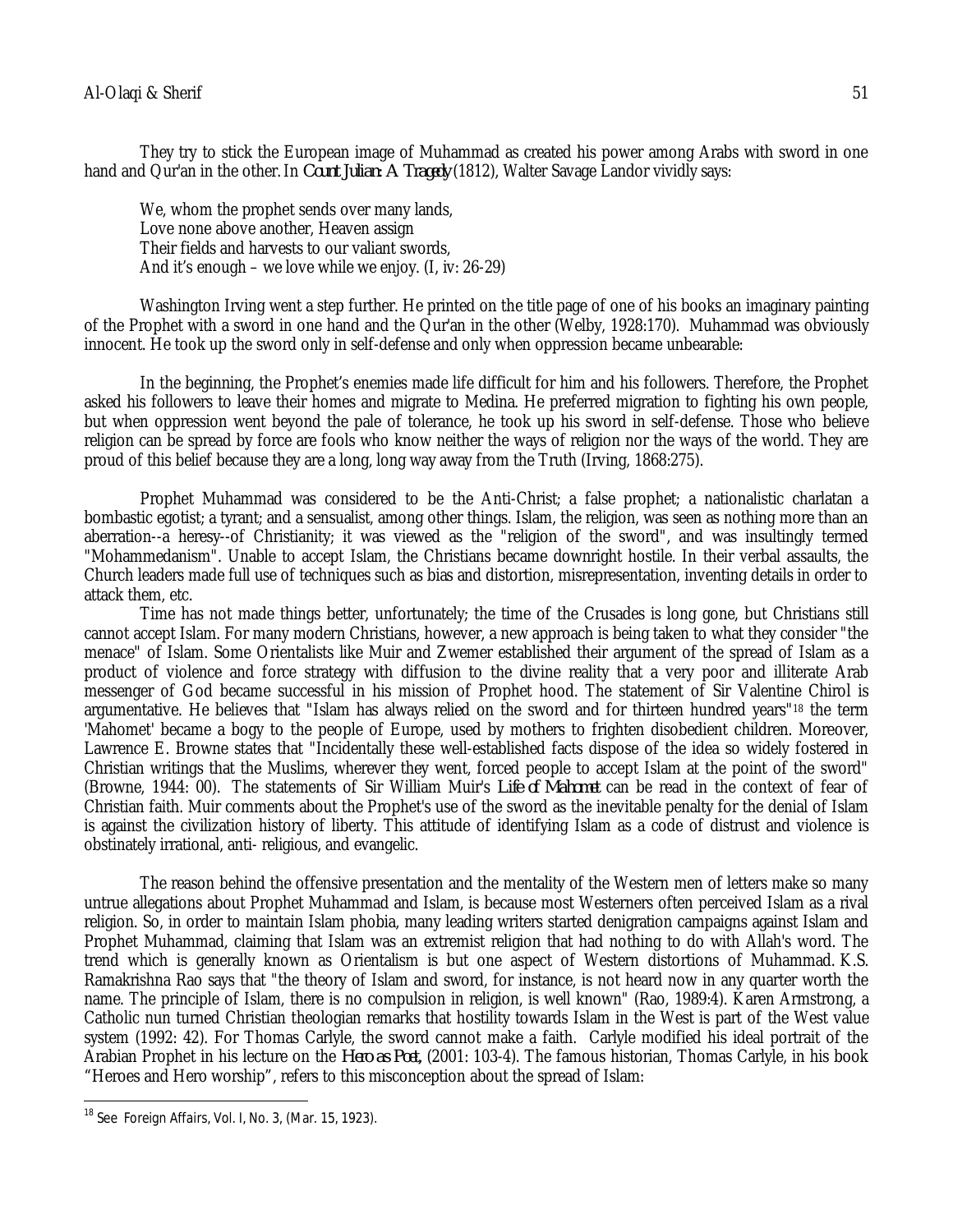They try to stick the European image of Muhammad as created his power among Arabs with sword in one hand and Qur'an in the other. In *Count Julian: A Tragedy* (1812), Walter Savage Landor vividly says:

> We, whom the prophet sends over many lands,
> Love none above another, Heaven assign
> Their fields and harvests to our valiant swords,
> And it's enough – we love while we enjoy. (I, iv: 26-29)

Washington Irving went a step further. He printed on the title page of one of his books an imaginary painting of the Prophet with a sword in one hand and the Qur'an in the other (Welby, 1928:170). Muhammad was obviously innocent. He took up the sword only in self-defense and only when oppression became unbearable:

> In the beginning, the Prophet's enemies made life difficult for him and his followers. Therefore, the Prophet asked his followers to leave their homes and migrate to Medina. He preferred migration to fighting his own people, but when oppression went beyond the pale of tolerance, he took up his sword in self-defense. Those who believe religion can be spread by force are fools who know neither the ways of religion nor the ways of the world. They are proud of this belief because they are a long, long way away from the Truth (Irving, 1868:275).

Prophet Muhammad was considered to be the Anti-Christ; a false prophet; a nationalistic charlatan a bombastic egotist; a tyrant; and a sensualist, among other things. Islam, the religion, was seen as nothing more than an aberration--a heresy--of Christianity; it was viewed as the "religion of the sword", and was insultingly termed "Mohammedanism". Unable to accept Islam, the Christians became downright hostile. In their verbal assaults, the Church leaders made full use of techniques such as bias and distortion, misrepresentation, inventing details in order to attack them, etc.

Time has not made things better, unfortunately; the time of the Crusades is long gone, but Christians still cannot accept Islam. For many modern Christians, however, a new approach is being taken to what they consider "the menace" of Islam. Some Orientalists like Muir and Zwemer established their argument of the spread of Islam as a product of violence and force strategy with diffusion to the divine reality that a very poor and illiterate Arab messenger of God became successful in his mission of Prophet hood. The statement of Sir Valentine Chirol is argumentative. He believes that "Islam has always relied on the sword and for thirteen hundred years"[18] the term 'Mahomet' became a bogy to the people of Europe, used by mothers to frighten disobedient children. Moreover, Lawrence E. Browne states that "Incidentally these well-established facts dispose of the idea so widely fostered in Christian writings that the Muslims, wherever they went, forced people to accept Islam at the point of the sword" (Browne, 1944: 00). The statements of Sir William Muir's *Life of Mahomet* can be read in the context of fear of Christian faith. Muir comments about the Prophet's use of the sword as the inevitable penalty for the denial of Islam is against the civilization history of liberty. This attitude of identifying Islam as a code of distrust and violence is obstinately irrational, anti- religious, and evangelic.

The reason behind the offensive presentation and the mentality of the Western men of letters make so many untrue allegations about Prophet Muhammad and Islam, is because most Westerners often perceived Islam as a rival religion. So, in order to maintain Islam phobia, many leading writers started denigration campaigns against Islam and Prophet Muhammad, claiming that Islam was an extremist religion that had nothing to do with Allah's word. The trend which is generally known as Orientalism is but one aspect of Western distortions of Muhammad. K.S. Ramakrishna Rao says that "the theory of Islam and sword, for instance, is not heard now in any quarter worth the name. The principle of Islam, there is no compulsion in religion, is well known" (Rao, 1989:4). Karen Armstrong, a Catholic nun turned Christian theologian remarks that hostility towards Islam in the West is part of the West value system (1992: 42). For Thomas Carlyle, the sword cannot make a faith. Carlyle modified his ideal portrait of the Arabian Prophet in his lecture on the *Hero as Poet*, (2001: 103-4). The famous historian, Thomas Carlyle, in his book "Heroes and Hero worship", refers to this misconception about the spread of Islam:

---

[18] See Foreign Affairs, Vol. I, No. 3, (Mar. 15, 1923).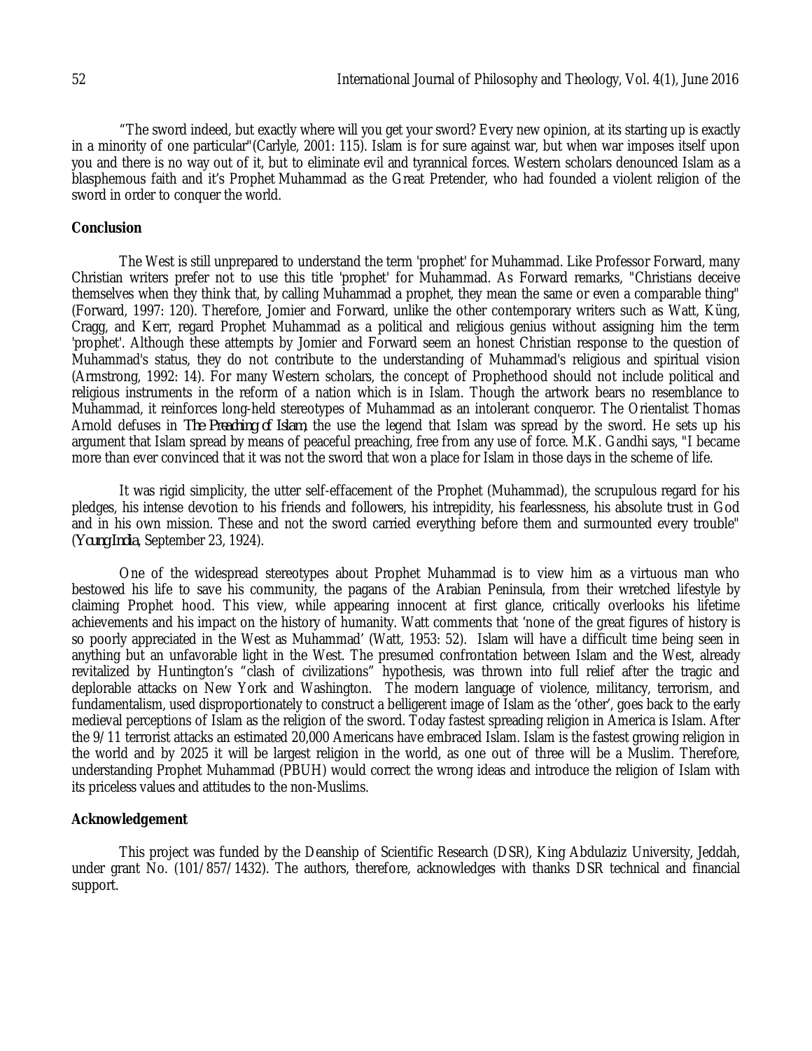"The sword indeed, but exactly where will you get your sword? Every new opinion, at its starting up is exactly in a minority of one particular"(Carlyle, 2001: 115). Islam is for sure against war, but when war imposes itself upon you and there is no way out of it, but to eliminate evil and tyrannical forces. Western scholars denounced Islam as a blasphemous faith and it's Prophet Muhammad as the Great Pretender, who had founded a violent religion of the sword in order to conquer the world.

## Conclusion

The West is still unprepared to understand the term 'prophet' for Muhammad. Like Professor Forward, many Christian writers prefer not to use this title 'prophet' for Muhammad. As Forward remarks, "Christians deceive themselves when they think that, by calling Muhammad a prophet, they mean the same or even a comparable thing" (Forward, 1997: 120). Therefore, Jomier and Forward, unlike the other contemporary writers such as Watt, Küng, Cragg, and Kerr, regard Prophet Muhammad as a political and religious genius without assigning him the term 'prophet'. Although these attempts by Jomier and Forward seem an honest Christian response to the question of Muhammad's status, they do not contribute to the understanding of Muhammad's religious and spiritual vision (Armstrong, 1992: 14). For many Western scholars, the concept of Prophethood should not include political and religious instruments in the reform of a nation which is in Islam. Though the artwork bears no resemblance to Muhammad, it reinforces long-held stereotypes of Muhammad as an intolerant conqueror. The Orientalist Thomas Arnold defuses in *The Preaching of Islam*, the use the legend that Islam was spread by the sword. He sets up his argument that Islam spread by means of peaceful preaching, free from any use of force. M.K. Gandhi says, "I became more than ever convinced that it was not the sword that won a place for Islam in those days in the scheme of life.

It was rigid simplicity, the utter self-effacement of the Prophet (Muhammad), the scrupulous regard for his pledges, his intense devotion to his friends and followers, his intrepidity, his fearlessness, his absolute trust in God and in his own mission. These and not the sword carried everything before them and surmounted every trouble" (*Young India*, September 23, 1924).

One of the widespread stereotypes about Prophet Muhammad is to view him as a virtuous man who bestowed his life to save his community, the pagans of the Arabian Peninsula, from their wretched lifestyle by claiming Prophet hood. This view, while appearing innocent at first glance, critically overlooks his lifetime achievements and his impact on the history of humanity. Watt comments that 'none of the great figures of history is so poorly appreciated in the West as Muhammad' (Watt, 1953: 52). Islam will have a difficult time being seen in anything but an unfavorable light in the West. The presumed confrontation between Islam and the West, already revitalized by Huntington's "clash of civilizations" hypothesis, was thrown into full relief after the tragic and deplorable attacks on New York and Washington. The modern language of violence, militancy, terrorism, and fundamentalism, used disproportionately to construct a belligerent image of Islam as the 'other', goes back to the early medieval perceptions of Islam as the religion of the sword. Today fastest spreading religion in America is Islam. After the 9/11 terrorist attacks an estimated 20,000 Americans have embraced Islam. Islam is the fastest growing religion in the world and by 2025 it will be largest religion in the world, as one out of three will be a Muslim. Therefore, understanding Prophet Muhammad (PBUH) would correct the wrong ideas and introduce the religion of Islam with its priceless values and attitudes to the non-Muslims.

## Acknowledgement

This project was funded by the Deanship of Scientific Research (DSR), King Abdulaziz University, Jeddah, under grant No. (101/857/1432). The authors, therefore, acknowledges with thanks DSR technical and financial support.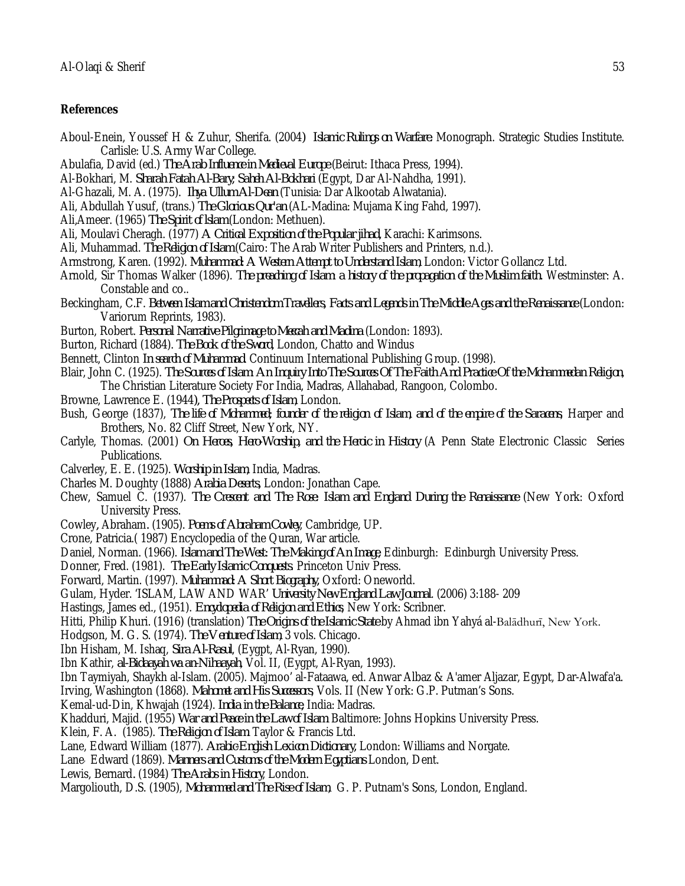## References

Aboul-Enein, Youssef H & Zuhur, Sherifa. (2004) *Islamic Rulings on Warfare*. Monograph. Strategic Studies Institute. Carlisle: U.S. Army War College.

Abulafia, David (ed.) *The Arab Influence in Medieval Europe* (Beirut: Ithaca Press, 1994).

Al-Bokhari, M. *Sharah Fatah Al-Bary; Saheh Al-Bokhari* (Egypt, Dar Al-Nahdha, 1991).

Al-Ghazali, M. A. (1975). *Ihya Ullum Al-Dean* (Tunisia: Dar Alkootab Alwatania).

Ali, Abdullah Yusuf, (trans.) *The Glorious Qur'an* (AL-Madina: Mujama King Fahd, 1997).

Ali,Ameer. (1965) *The Spirit of Islam*,(London: Methuen).

Ali, Moulavi Cheragh. (1977) *A Critical Exposition of the Popular jihad*, Karachi: Karimsons.

Ali, Muhammad. *The Religion of Islam* (Cairo: The Arab Writer Publishers and Printers, n.d.).

Armstrong, Karen. (1992). *Muhammad: A Western Attempt to Understand Islam*, London: Victor Gollancz Ltd.

Arnold, Sir Thomas Walker (1896). *The preaching of Islam: a history of the propagation of the Muslim faith*. Westminster: A. Constable and co..

Beckingham, C.F. *Between Islam and Christendom Travellers, Facts and Legends in The Middle Ages and the Renaissance* (London: Variorum Reprints, 1983).

Burton, Robert. *Personal Narrative Pilgrimage to Meccah and Madina* (London: 1893).

Burton, Richard (1884). *The Book of the Sword*, London, Chatto and Windus

Bennett, Clinton *In search of Muhammad*. Continuum International Publishing Group. (1998).

Blair, John C. (1925). *The Sources of Islam: An Inquiry Into The Sources Of The Faith And Practice Of the Mohammedan Religion*, The Christian Literature Society For India, Madras, Allahabad, Rangoon, Colombo.

Browne, Lawrence E. (1944), *The Prospects of Islam*, London.

Bush, George (1837), *The life of Mohammed; founder of the religion of Islam, and of the empire of the Saracens*, Harper and Brothers, No. 82 Cliff Street, New York, NY.

Carlyle, Thomas. (2001) *On Heroes, Hero-Worship, and the Heroic in History* (A Penn State Electronic Classic Series Publications.

Calverley, E. E. (1925). *Worship in Islam*, India, Madras.

Charles M. Doughty (1888) *Arabia Deserts*, London: Jonathan Cape.

Chew, Samuel C. (1937). *The Crescent and The Rose: Islam and England During the Renaissance* (New York: Oxford University Press.

Cowley, Abraham. (1905). *Poems of Abraham Cowley*, Cambridge, UP.

Crone, Patricia.( 1987) Encyclopedia of the Quran, War article.

Daniel, Norman. (1966). *Islam and The West: The Making of An Image*, Edinburgh: Edinburgh University Press.

Donner, Fred. (1981). *The Early Islamic Conquests*. Princeton Univ Press.

Forward, Martin. (1997). *Muhammad: A Short Biography*, Oxford: Oneworld.

Gulam, Hyder. 'ISLAM, LAW AND WAR' *University New England Law Journal*. (2006) 3:188- 209

Hastings, James ed., (1951). *Encyclopedia of Religion and Ethics*, New York: Scribner.

Hitti, Philip Khuri. (1916) (translation) *The Origins of the Islamic State* by Ahmad ibn Yahyá al-Balādhurī, New York.

Hodgson, M. G. S. (1974). *The Venture of Islam*, 3 vols. Chicago.

Ibn Hisham, M. Ishaq, *Sira Al-Rasul*, (Eygpt, Al-Ryan, 1990).

Ibn Kathir, *al-Bidaayah wa an-Nihaayah*, Vol. II, (Eygpt, Al-Ryan, 1993).

Ibn Taymiyah, Shaykh al-Islam. (2005). Majmoo' al-Fataawa, ed. Anwar Albaz & A'amer Aljazar, Egypt, Dar-Alwafa'a.

Irving, Washington (1868). *Mahomet and His Successors*, Vols. II (New York: G.P. Putman's Sons.

Kemal-ud-Din, Khwajah (1924). *India in the Balance*, India: Madras.

Khadduri, Majid. (1955) *War and Peace in the Law of Islam*. Baltimore: Johns Hopkins University Press.

Klein, F. A. (1985). *The Religion of Islam*. Taylor & Francis Ltd.

Lane, Edward William (1877). *Arabic-English Lexicon Dictionary*, London: Williams and Norgate.

Lane, Edward (1869). *Manners and Customs of the Modern Egyptians* London, Dent.

Lewis, Bernard. (1984) *The Arabs in History*, London.

Margoliouth, D.S. (1905), *Mohammed and The Rise of Islam*, G. P. Putnam's Sons, London, England.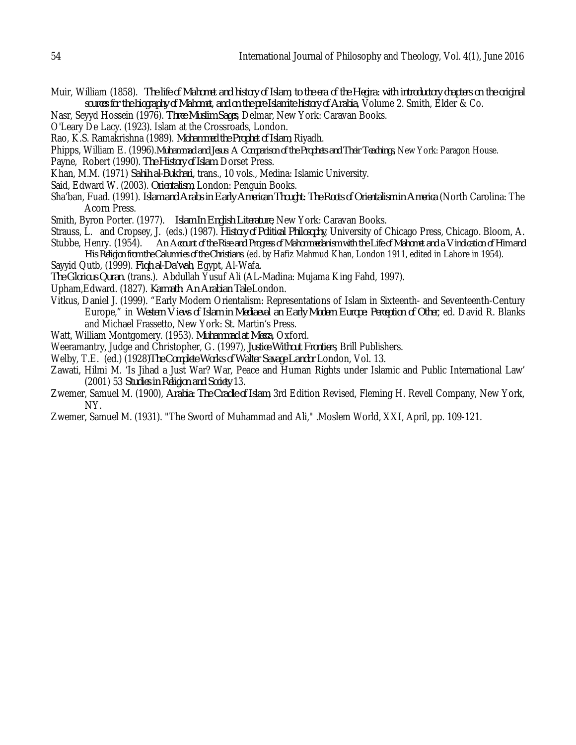Muir, William (1858). *The life of Mahomet and history of Islam, to the era of the Hegira: with introductory chapters on the original sources for the biography of Mahomet, and on the pre Islamite history of Arabia*, Volume 2. Smith, Elder & Co.

Nasr, Seyyd Hossein (1976). *Three Muslim Sages*, Delmar, New York: Caravan Books.

O'Leary De Lacy. (1923). Islam at the Crossroads, London.

Rao, K.S. Ramakrishna (1989). *Mohammed the Prophet of Islam*, Riyadh.

Phipps, William E. (1996).*Muhammad and Jesus: A Comparison of the Prophets and Their Teachings*, New York: Paragon House.

Payne, Robert (1990). *The History of Islam*. Dorset Press.

Khan, M.M. (1971) *Sahih al-Bukhari*, trans., 10 vols., Medina: Islamic University.

Said, Edward W. (2003). *Orientalism*, London: Penguin Books.

Sha'ban, Fuad. (1991). *Islam and Arabs in Early American Thought: The Roots of Orientalism in America* (North Carolina: The Acorn Press.

Smith, Byron Porter. (1977). *Islam In English Literature*, New York: Caravan Books.

Strauss, L. and Cropsey, J. (eds.) (1987). *History of Political Philosophy*, University of Chicago Press, Chicago. Bloom, A.

Stubbe, Henry. (1954). *An Account of the Rise and Progress of Mahommedanism with the Life of Mahomet and a Vindication of Him and His Religion from the Calumnies of the Christians* (ed. by Hafiz Mahmud Khan, London 1911, edited in Lahore in 1954).

Sayyid Qutb, (1999). *Fiqh al-Da'wah*, Egypt, Al-Wafa.

*The Glorious Quran*. (trans.). Abdullah Yusuf Ali (AL-Madina: Mujama King Fahd, 1997).

Upham,Edward. (1827). *Karmath: An Arabian Tale* London.

Vitkus, Daniel J. (1999). "Early Modern Orientalism: Representations of Islam in Sixteenth- and Seventeenth-Century Europe," in *Western Views of Islam in Mediaeval an Early Modern Europe: Perception of Other*; ed. David R. Blanks and Michael Frassetto, New York: St. Martin's Press.

Watt, William Montgomery. (1953). *Muhammad at Mecca*, Oxford.

Weeramantry, Judge and Christopher, G. (1997), *Justice Without Frontiers*, Brill Publishers.

Welby, T.E. (ed.) (1928)*The Complete Works of Walter Savage Landor* London, Vol. 13.

Zawati, Hilmi M. 'Is Jihad a Just War? War, Peace and Human Rights under Islamic and Public International Law' (2001) 53 *Studies in Religion and Society* 13.

Zwemer, Samuel M. (1900), *Arabia: The Cradle of Islam*, 3rd Edition Revised, Fleming H. Revell Company, New York, NY.

Zwemer, Samuel M. (1931). "The Sword of Muhammad and Ali," .Moslem World, XXI, April, pp. 109-121.